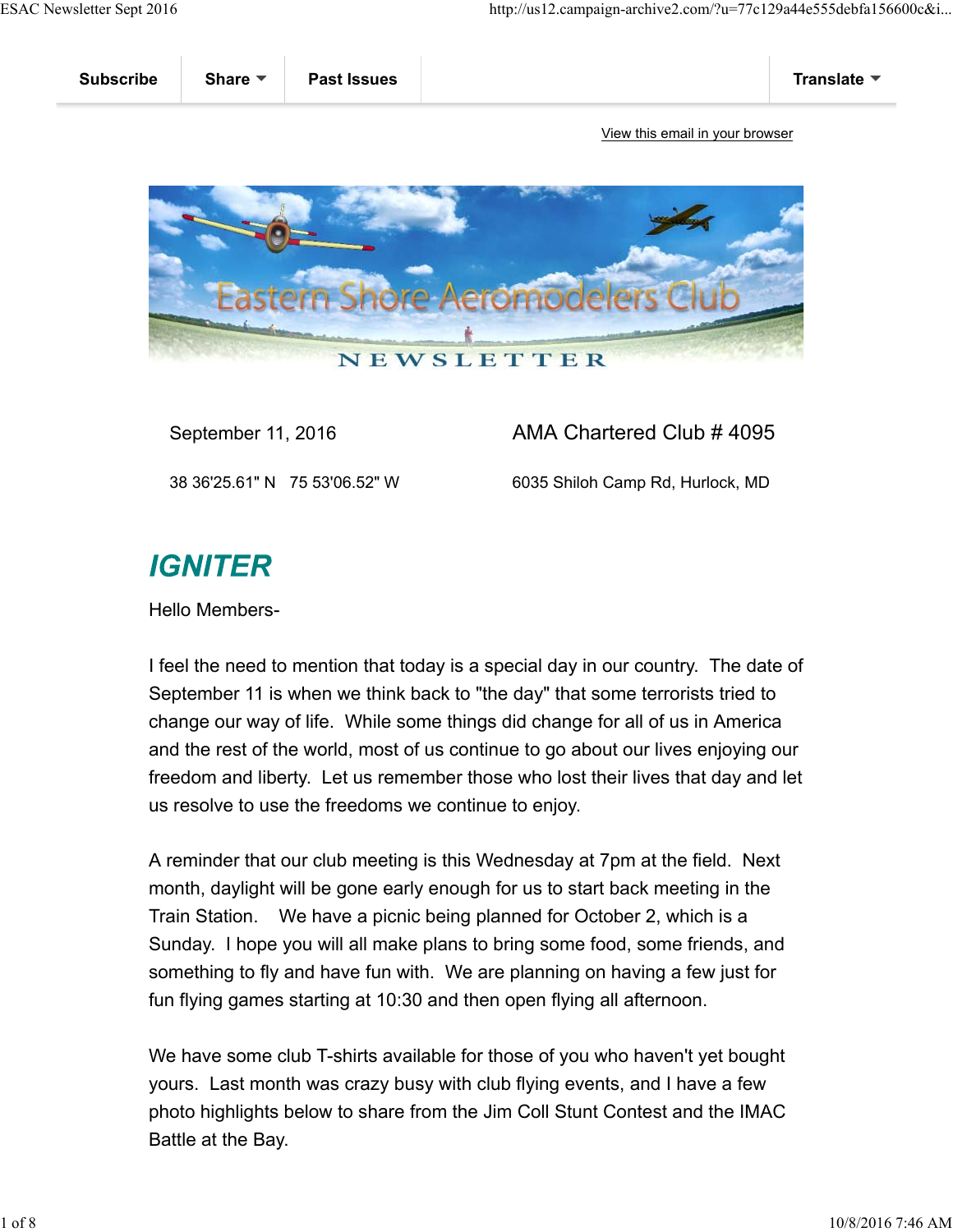Subscribe | Share | Past Issues | Translate

View this email in your browser

Eastern Shore Aeromodelers Club

NEWSLETTER

September 11, 2016 | AMA Chartered Club # 4095

38 36'25.61" N   75 53'06.52" W | 6035 Shiloh Camp Rd, Hurlock, MD

## *IGNITER*

Hello Members-

I feel the need to mention that today is a special day in our country. The date of September 11 is when we think back to "the day" that some terrorists tried to change our way of life. While some things did change for all of us in America and the rest of the world, most of us continue to go about our lives enjoying our freedom and liberty. Let us remember those who lost their lives that day and let us resolve to use the freedoms we continue to enjoy.

A reminder that our club meeting is this Wednesday at 7pm at the field. Next month, daylight will be gone early enough for us to start back meeting in the Train Station. We have a picnic being planned for October 2, which is a Sunday. I hope you will all make plans to bring some food, some friends, and something to fly and have fun with. We are planning on having a few just for fun flying games starting at 10:30 and then open flying all afternoon.

We have some club T-shirts available for those of you who haven't yet bought yours. Last month was crazy busy with club flying events, and I have a few photo highlights below to share from the Jim Coll Stunt Contest and the IMAC Battle at the Bay.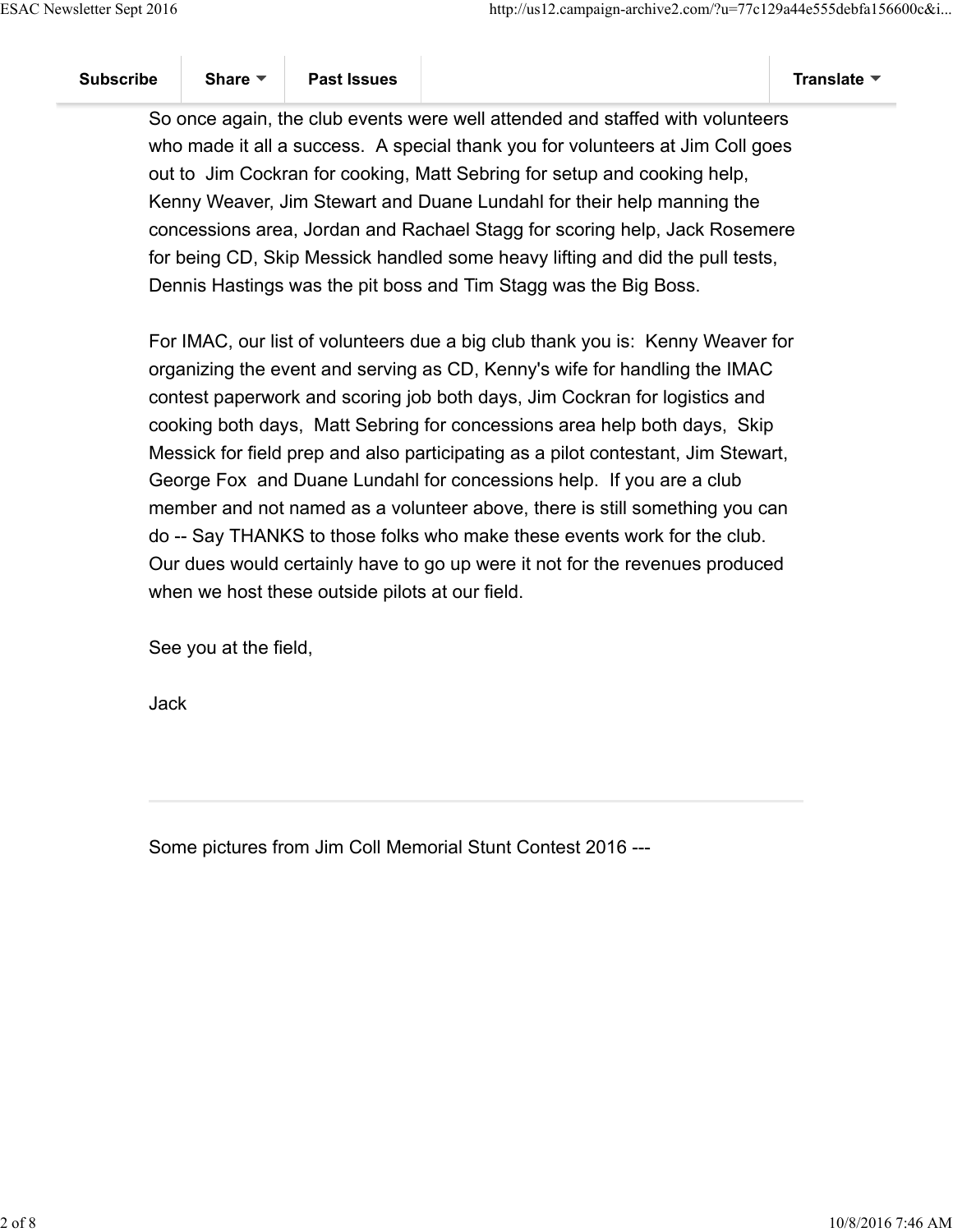So once again, the club events were well attended and staffed with volunteers who made it all a success. A special thank you for volunteers at Jim Coll goes out to Jim Cockran for cooking, Matt Sebring for setup and cooking help, Kenny Weaver, Jim Stewart and Duane Lundahl for their help manning the concessions area, Jordan and Rachael Stagg for scoring help, Jack Rosemere for being CD, Skip Messick handled some heavy lifting and did the pull tests, Dennis Hastings was the pit boss and Tim Stagg was the Big Boss.

For IMAC, our list of volunteers due a big club thank you is: Kenny Weaver for organizing the event and serving as CD, Kenny's wife for handling the IMAC contest paperwork and scoring job both days, Jim Cockran for logistics and cooking both days, Matt Sebring for concessions area help both days, Skip Messick for field prep and also participating as a pilot contestant, Jim Stewart, George Fox and Duane Lundahl for concessions help. If you are a club member and not named as a volunteer above, there is still something you can do -- Say THANKS to those folks who make these events work for the club. Our dues would certainly have to go up were it not for the revenues produced when we host these outside pilots at our field.

See you at the field,

Jack

---

Some pictures from Jim Coll Memorial Stunt Contest 2016 ---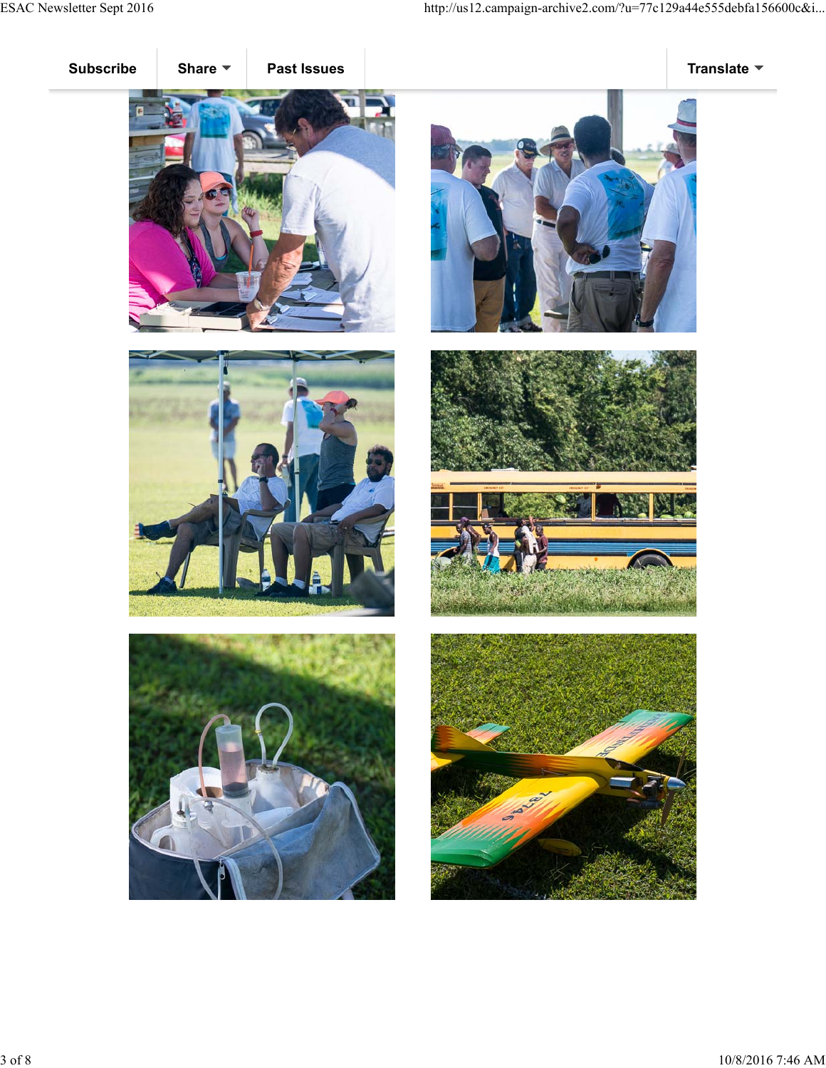Subscribe | Share | Past Issues | Translate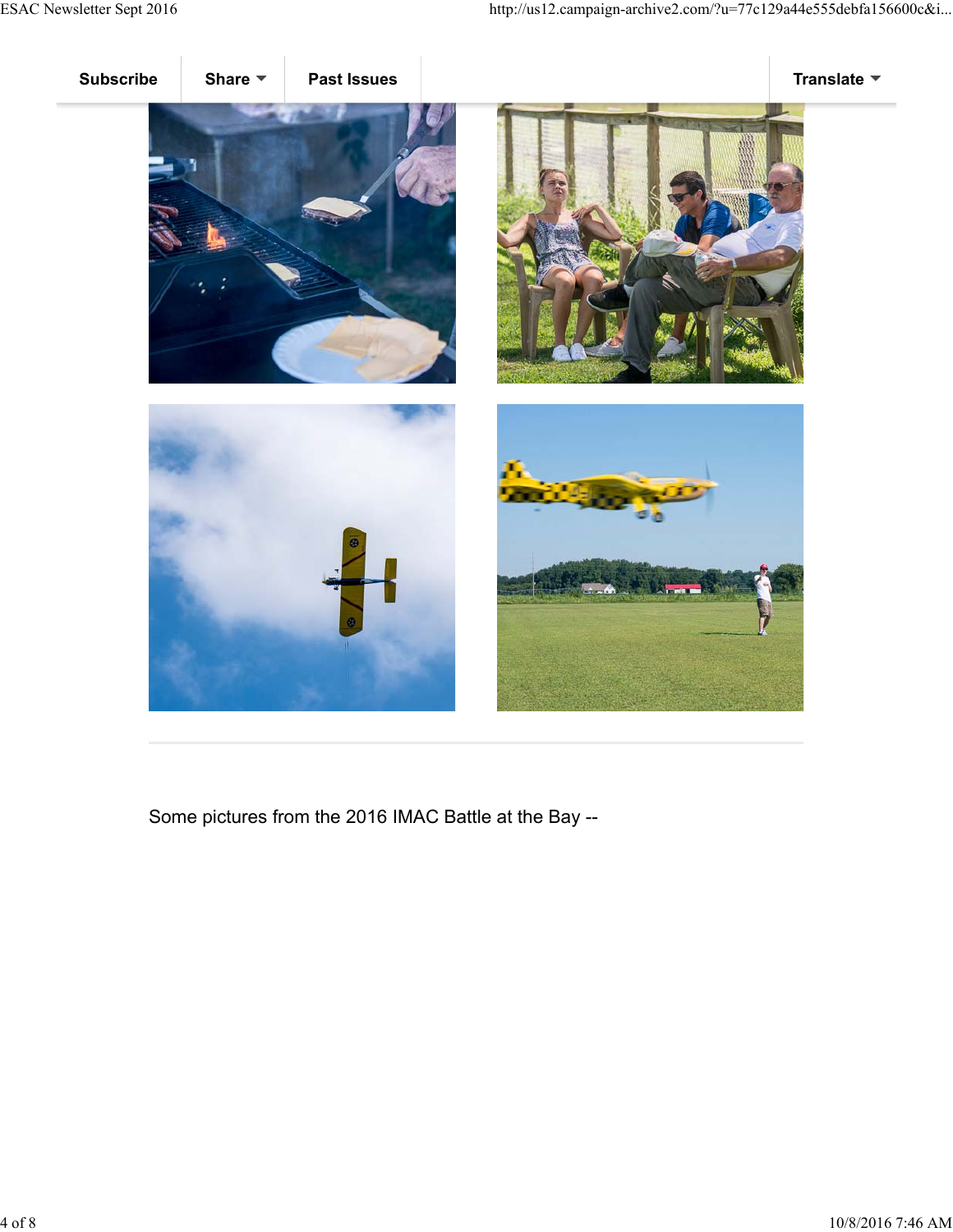Subscribe | Share | Past Issues | Translate

Some pictures from the 2016 IMAC Battle at the Bay --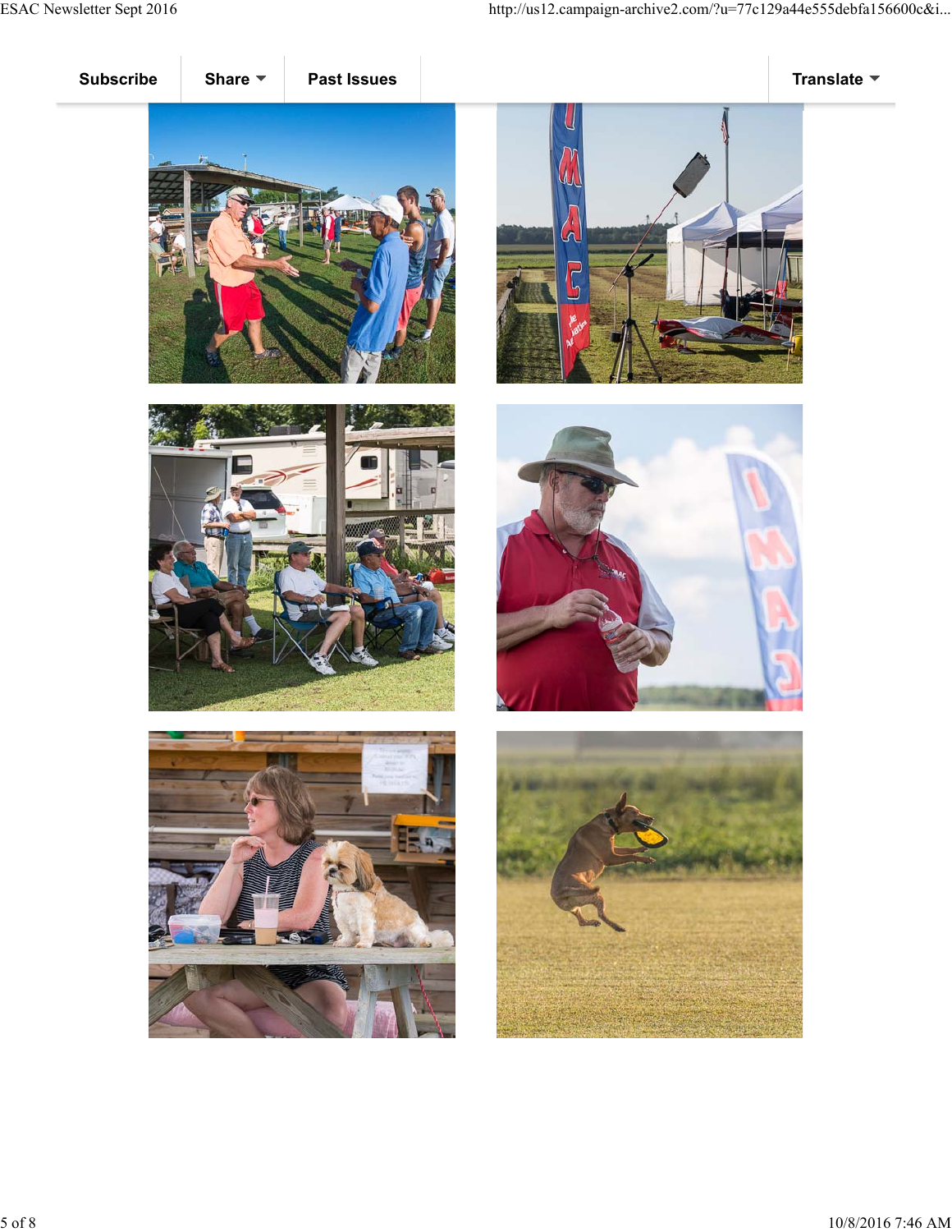Subscribe | Share | Past Issues | Translate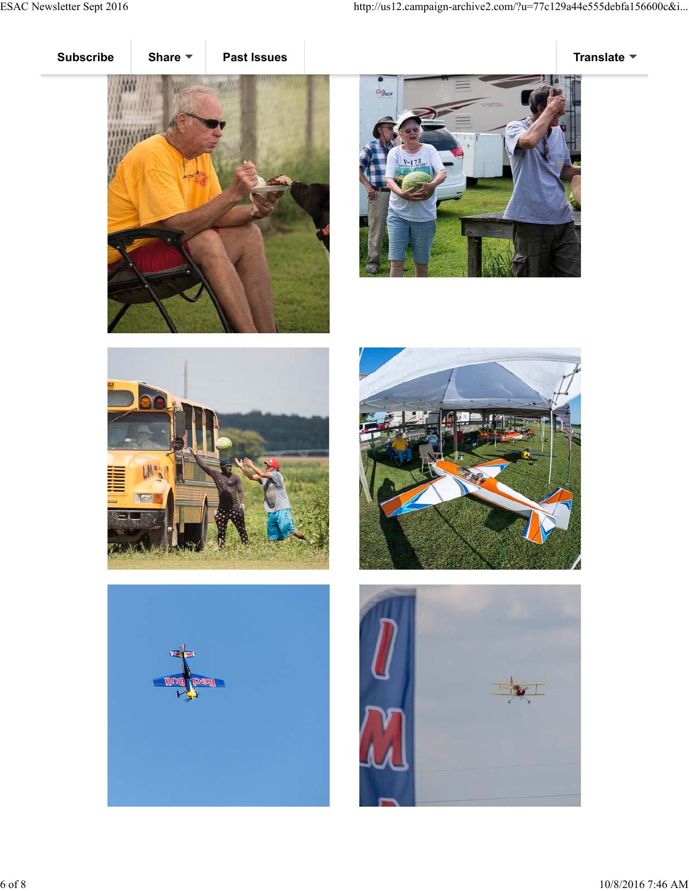Subscribe | Share | Past Issues | Translate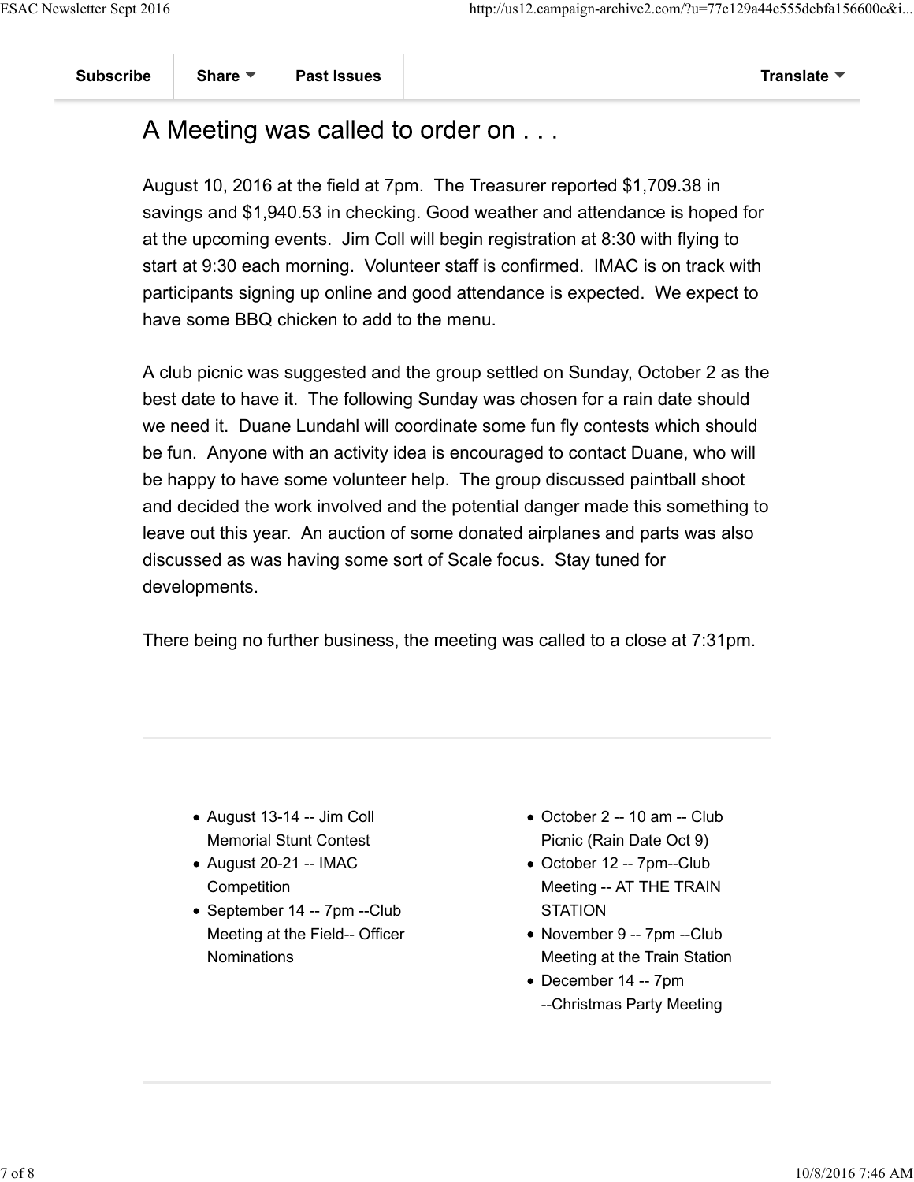# A Meeting was called to order on . . .

August 10, 2016 at the field at 7pm.  The Treasurer reported $1,709.38 in savings and $1,940.53 in checking. Good weather and attendance is hoped for at the upcoming events.  Jim Coll will begin registration at 8:30 with flying to start at 9:30 each morning.  Volunteer staff is confirmed.  IMAC is on track with participants signing up online and good attendance is expected.  We expect to have some BBQ chicken to add to the menu.

A club picnic was suggested and the group settled on Sunday, October 2 as the best date to have it.  The following Sunday was chosen for a rain date should we need it.  Duane Lundahl will coordinate some fun fly contests which should be fun.  Anyone with an activity idea is encouraged to contact Duane, who will be happy to have some volunteer help.  The group discussed paintball shoot and decided the work involved and the potential danger made this something to leave out this year.  An auction of some donated airplanes and parts was also discussed as was having some sort of Scale focus.  Stay tuned for developments.

There being no further business, the meeting was called to a close at 7:31pm.

---

- August 13-14 -- Jim Coll Memorial Stunt Contest
- August 20-21 -- IMAC Competition
- September 14 -- 7pm --Club Meeting at the Field-- Officer Nominations
- October 2 -- 10 am -- Club Picnic (Rain Date Oct 9)
- October 12 -- 7pm--Club Meeting -- AT THE TRAIN STATION
- November 9 -- 7pm --Club Meeting at the Train Station
- December 14 -- 7pm --Christmas Party Meeting

---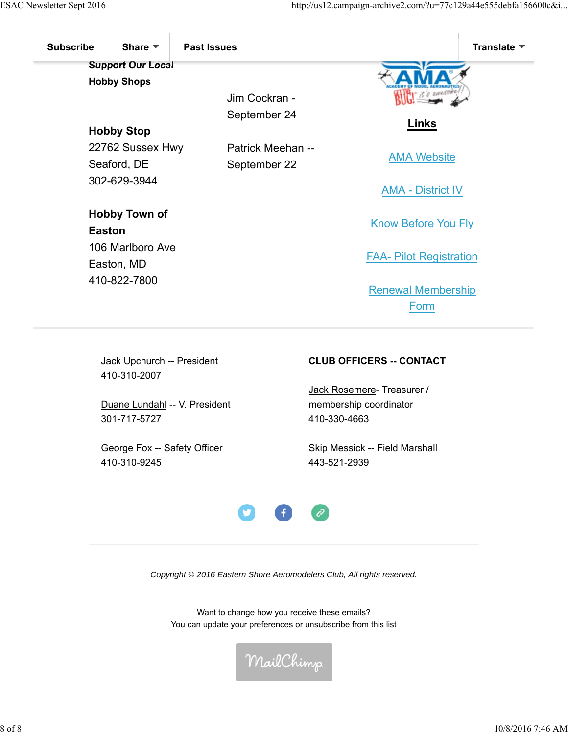Subscribe | Share | Past Issues | Translate

**Support Our Local Hobby Shops**

**Hobby Stop**
22762 Sussex Hwy
Seaford, DE
302-629-3944

**Hobby Town of Easton**
106 Marlboro Ave
Easton, MD
410-822-7800

Jim Cockran - September 24

Patrick Meehan -- September 22

**Links**

AMA Website

AMA - District IV

Know Before You Fly

FAA- Pilot Registration

Renewal Membership Form

---

**CLUB OFFICERS -- CONTACT**

Jack Upchurch -- President
410-310-2007

Duane Lundahl -- V. President
301-717-5727

George Fox -- Safety Officer
410-310-9245

Jack Rosemere- Treasurer / membership coordinator
410-330-4663

Skip Messick -- Field Marshall
443-521-2939

---

*Copyright © 2016 Eastern Shore Aeromodelers Club, All rights reserved.*

Want to change how you receive these emails?
You can update your preferences or unsubscribe from this list

MailChimp